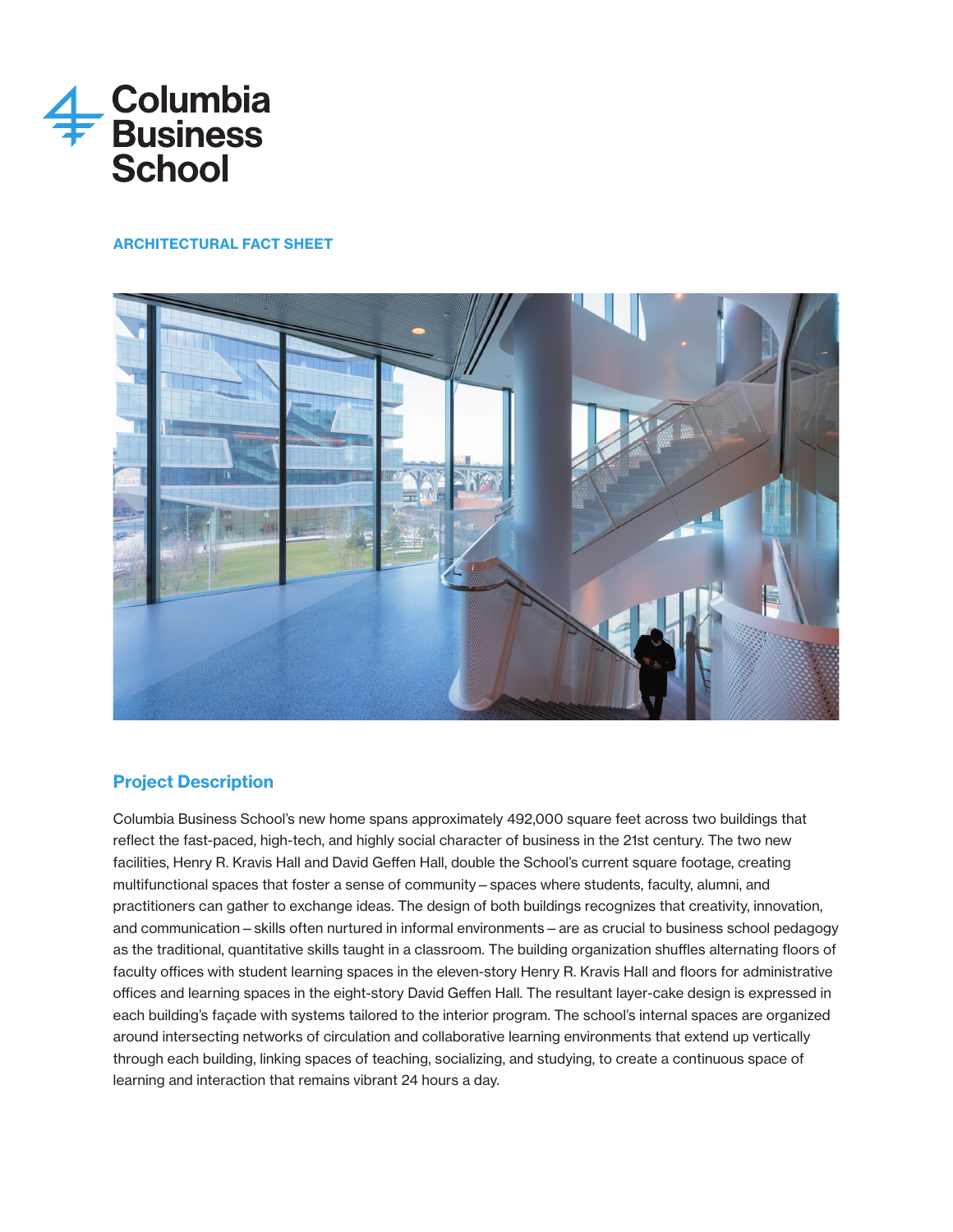Columbia Business School

## ARCHITECTURAL FACT SHEET

## Project Description

Columbia Business School's new home spans approximately 492,000 square feet across two buildings that reflect the fast-paced, high-tech, and highly social character of business in the 21st century. The two new facilities, Henry R. Kravis Hall and David Geffen Hall, double the School's current square footage, creating multifunctional spaces that foster a sense of community – spaces where students, faculty, alumni, and practitioners can gather to exchange ideas. The design of both buildings recognizes that creativity, innovation, and communication – skills often nurtured in informal environments – are as crucial to business school pedagogy as the traditional, quantitative skills taught in a classroom. The building organization shuffles alternating floors of faculty offices with student learning spaces in the eleven-story Henry R. Kravis Hall and floors for administrative offices and learning spaces in the eight-story David Geffen Hall. The resultant layer-cake design is expressed in each building's façade with systems tailored to the interior program. The school's internal spaces are organized around intersecting networks of circulation and collaborative learning environments that extend up vertically through each building, linking spaces of teaching, socializing, and studying, to create a continuous space of learning and interaction that remains vibrant 24 hours a day.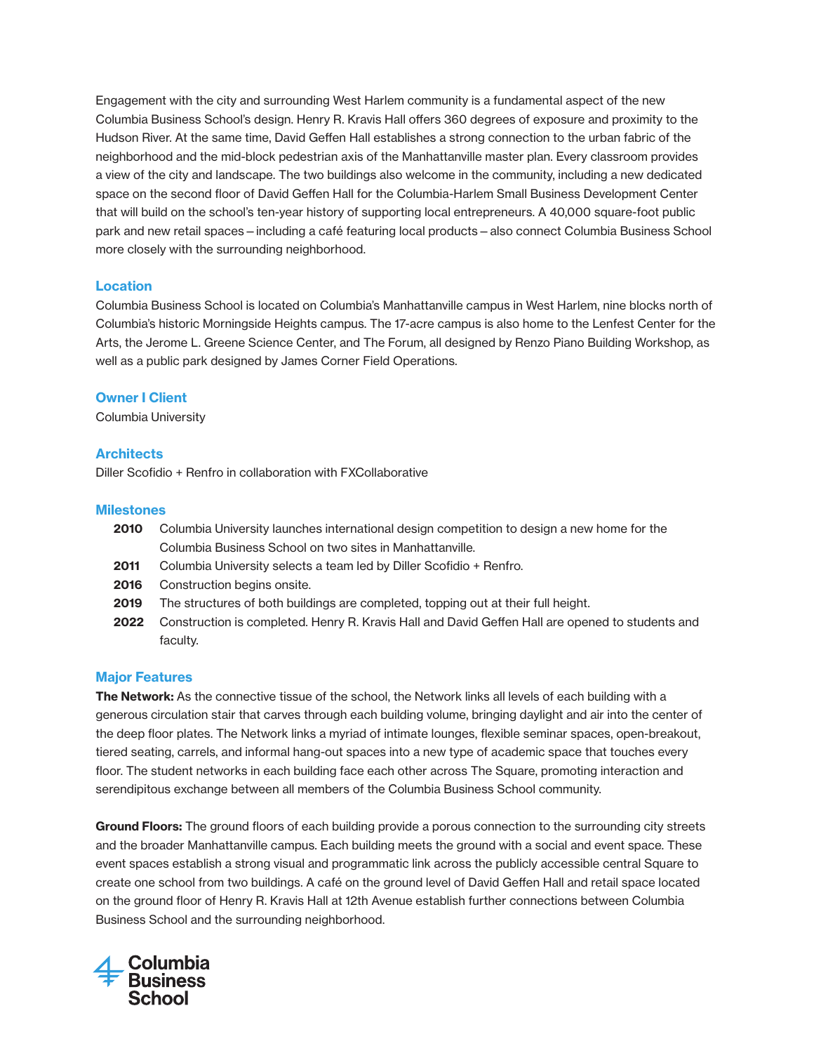Engagement with the city and surrounding West Harlem community is a fundamental aspect of the new Columbia Business School's design. Henry R. Kravis Hall offers 360 degrees of exposure and proximity to the Hudson River. At the same time, David Geffen Hall establishes a strong connection to the urban fabric of the neighborhood and the mid-block pedestrian axis of the Manhattanville master plan. Every classroom provides a view of the city and landscape. The two buildings also welcome in the community, including a new dedicated space on the second floor of David Geffen Hall for the Columbia-Harlem Small Business Development Center that will build on the school's ten-year history of supporting local entrepreneurs. A 40,000 square-foot public park and new retail spaces – including a café featuring local products – also connect Columbia Business School more closely with the surrounding neighborhood.

### Location

Columbia Business School is located on Columbia's Manhattanville campus in West Harlem, nine blocks north of Columbia's historic Morningside Heights campus. The 17-acre campus is also home to the Lenfest Center for the Arts, the Jerome L. Greene Science Center, and The Forum, all designed by Renzo Piano Building Workshop, as well as a public park designed by James Corner Field Operations.

### Owner I Client

Columbia University

### Architects

Diller Scofidio + Renfro in collaboration with FXCollaborative

### Milestones

- **2010** Columbia University launches international design competition to design a new home for the Columbia Business School on two sites in Manhattanville.
- **2011** Columbia University selects a team led by Diller Scofidio + Renfro.
- **2016** Construction begins onsite.
- **2019** The structures of both buildings are completed, topping out at their full height.
- **2022** Construction is completed. Henry R. Kravis Hall and David Geffen Hall are opened to students and faculty.

### Major Features

**The Network:** As the connective tissue of the school, the Network links all levels of each building with a generous circulation stair that carves through each building volume, bringing daylight and air into the center of the deep floor plates. The Network links a myriad of intimate lounges, flexible seminar spaces, open-breakout, tiered seating, carrels, and informal hang-out spaces into a new type of academic space that touches every floor. The student networks in each building face each other across The Square, promoting interaction and serendipitous exchange between all members of the Columbia Business School community.

**Ground Floors:** The ground floors of each building provide a porous connection to the surrounding city streets and the broader Manhattanville campus. Each building meets the ground with a social and event space. These event spaces establish a strong visual and programmatic link across the publicly accessible central Square to create one school from two buildings. A café on the ground level of David Geffen Hall and retail space located on the ground floor of Henry R. Kravis Hall at 12th Avenue establish further connections between Columbia Business School and the surrounding neighborhood.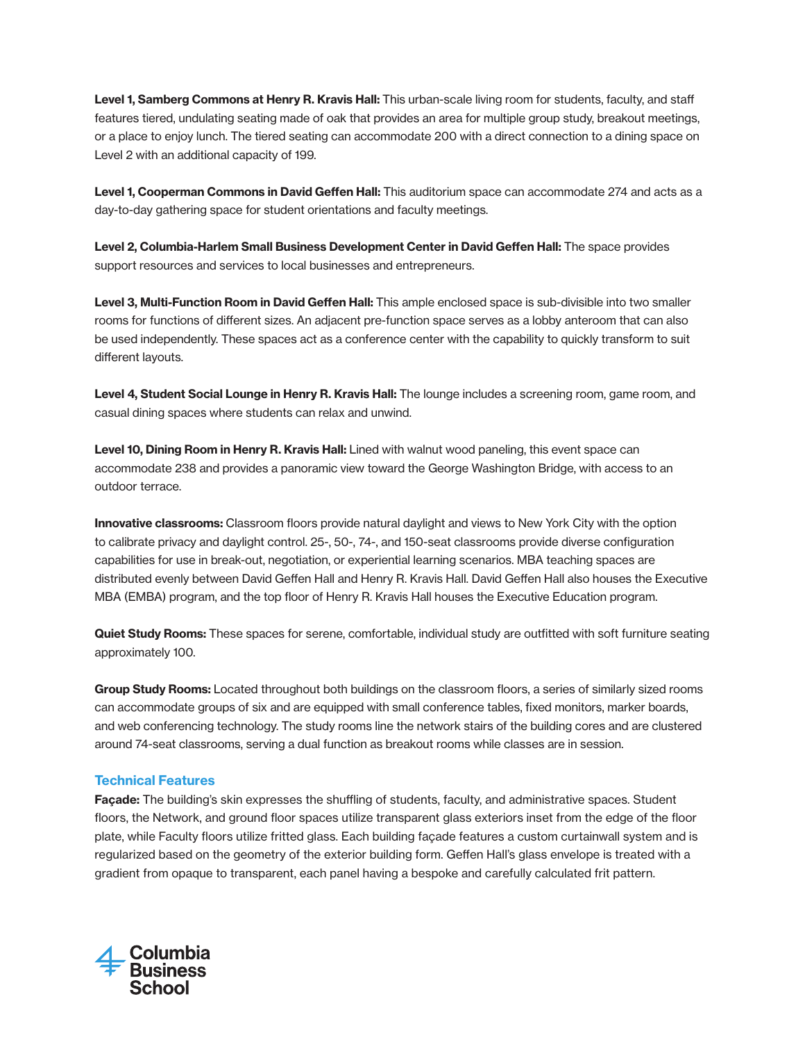**Level 1, Samberg Commons at Henry R. Kravis Hall:** This urban-scale living room for students, faculty, and staff features tiered, undulating seating made of oak that provides an area for multiple group study, breakout meetings, or a place to enjoy lunch. The tiered seating can accommodate 200 with a direct connection to a dining space on Level 2 with an additional capacity of 199.

**Level 1, Cooperman Commons in David Geffen Hall:** This auditorium space can accommodate 274 and acts as a day-to-day gathering space for student orientations and faculty meetings.

**Level 2, Columbia-Harlem Small Business Development Center in David Geffen Hall:** The space provides support resources and services to local businesses and entrepreneurs.

**Level 3, Multi-Function Room in David Geffen Hall:** This ample enclosed space is sub-divisible into two smaller rooms for functions of different sizes. An adjacent pre-function space serves as a lobby anteroom that can also be used independently. These spaces act as a conference center with the capability to quickly transform to suit different layouts.

**Level 4, Student Social Lounge in Henry R. Kravis Hall:** The lounge includes a screening room, game room, and casual dining spaces where students can relax and unwind.

**Level 10, Dining Room in Henry R. Kravis Hall:** Lined with walnut wood paneling, this event space can accommodate 238 and provides a panoramic view toward the George Washington Bridge, with access to an outdoor terrace.

**Innovative classrooms:** Classroom floors provide natural daylight and views to New York City with the option to calibrate privacy and daylight control. 25-, 50-, 74-, and 150-seat classrooms provide diverse configuration capabilities for use in break-out, negotiation, or experiential learning scenarios. MBA teaching spaces are distributed evenly between David Geffen Hall and Henry R. Kravis Hall. David Geffen Hall also houses the Executive MBA (EMBA) program, and the top floor of Henry R. Kravis Hall houses the Executive Education program.

**Quiet Study Rooms:** These spaces for serene, comfortable, individual study are outfitted with soft furniture seating approximately 100.

**Group Study Rooms:** Located throughout both buildings on the classroom floors, a series of similarly sized rooms can accommodate groups of six and are equipped with small conference tables, fixed monitors, marker boards, and web conferencing technology. The study rooms line the network stairs of the building cores and are clustered around 74-seat classrooms, serving a dual function as breakout rooms while classes are in session.

## Technical Features

**Façade:** The building's skin expresses the shuffling of students, faculty, and administrative spaces. Student floors, the Network, and ground floor spaces utilize transparent glass exteriors inset from the edge of the floor plate, while Faculty floors utilize fritted glass. Each building façade features a custom curtainwall system and is regularized based on the geometry of the exterior building form. Geffen Hall's glass envelope is treated with a gradient from opaque to transparent, each panel having a bespoke and carefully calculated frit pattern.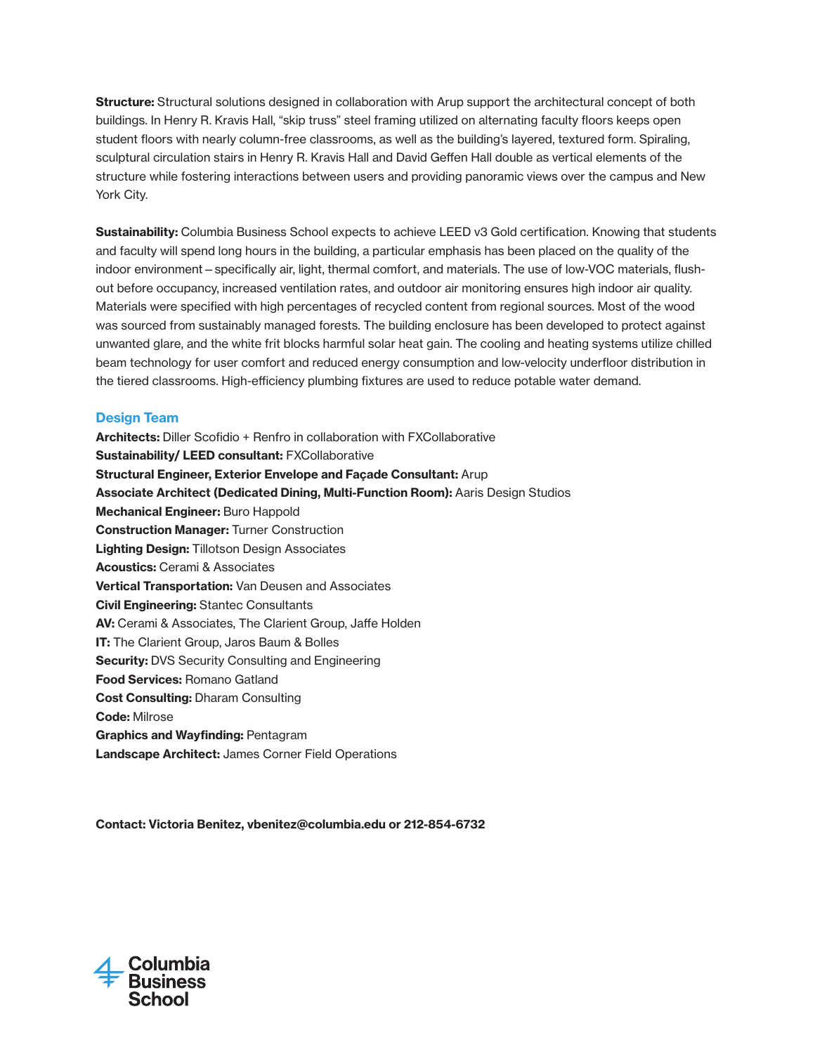**Structure:** Structural solutions designed in collaboration with Arup support the architectural concept of both buildings. In Henry R. Kravis Hall, "skip truss" steel framing utilized on alternating faculty floors keeps open student floors with nearly column-free classrooms, as well as the building's layered, textured form. Spiraling, sculptural circulation stairs in Henry R. Kravis Hall and David Geffen Hall double as vertical elements of the structure while fostering interactions between users and providing panoramic views over the campus and New York City.

**Sustainability:** Columbia Business School expects to achieve LEED v3 Gold certification. Knowing that students and faculty will spend long hours in the building, a particular emphasis has been placed on the quality of the indoor environment – specifically air, light, thermal comfort, and materials. The use of low-VOC materials, flush-out before occupancy, increased ventilation rates, and outdoor air monitoring ensures high indoor air quality. Materials were specified with high percentages of recycled content from regional sources. Most of the wood was sourced from sustainably managed forests. The building enclosure has been developed to protect against unwanted glare, and the white frit blocks harmful solar heat gain. The cooling and heating systems utilize chilled beam technology for user comfort and reduced energy consumption and low-velocity underfloor distribution in the tiered classrooms. High-efficiency plumbing fixtures are used to reduce potable water demand.

## Design Team

**Architects:** Diller Scofidio + Renfro in collaboration with FXCollaborative
**Sustainability/ LEED consultant:** FXCollaborative
**Structural Engineer, Exterior Envelope and Façade Consultant:** Arup
**Associate Architect (Dedicated Dining, Multi-Function Room):** Aaris Design Studios
**Mechanical Engineer:** Buro Happold
**Construction Manager:** Turner Construction
**Lighting Design:** Tillotson Design Associates
**Acoustics:** Cerami & Associates
**Vertical Transportation:** Van Deusen and Associates
**Civil Engineering:** Stantec Consultants
**AV:** Cerami & Associates, The Clarient Group, Jaffe Holden
**IT:** The Clarient Group, Jaros Baum & Bolles
**Security:** DVS Security Consulting and Engineering
**Food Services:** Romano Gatland
**Cost Consulting:** Dharam Consulting
**Code:** Milrose
**Graphics and Wayfinding:** Pentagram
**Landscape Architect:** James Corner Field Operations

**Contact: Victoria Benitez, vbenitez@columbia.edu or 212-854-6732**

Columbia Business School